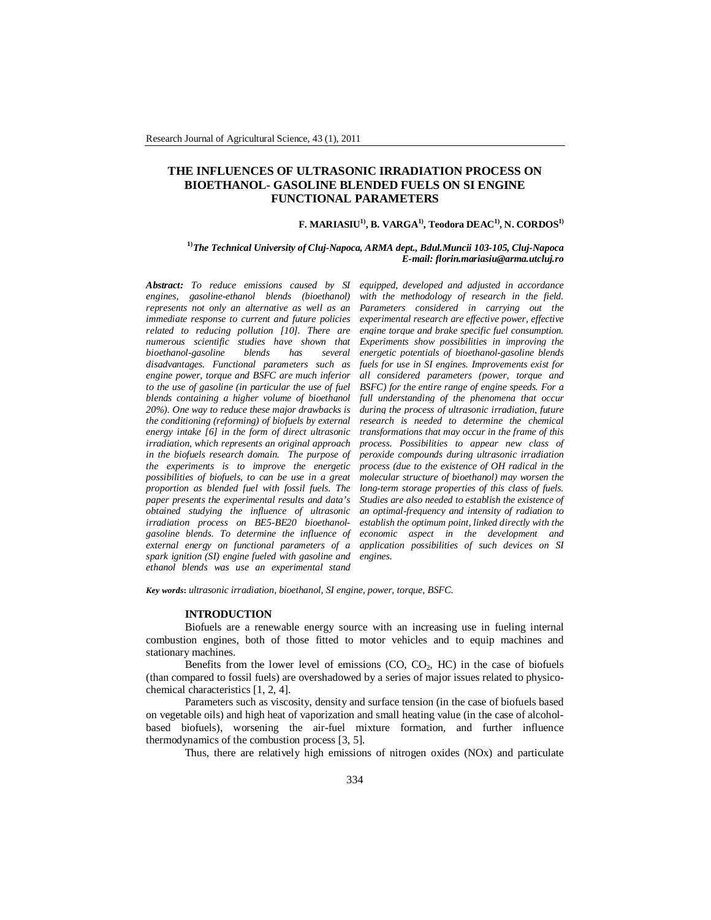# THE INFLUENCES OF ULTRASONIC IRRADIATION PROCESS ON BIOETHANOL- GASOLINE BLENDED FUELS ON SI ENGINE FUNCTIONAL PARAMETERS

**F. MARIASIU[1], B. VARGA[1], Teodora DEAC[1], N. CORDOS[1]**

***[1] The Technical University of Cluj-Napoca, ARMA dept., Bdul.Muncii 103-105, Cluj-Napoca***
***E-mail: florin.mariasiu@arma.utcluj.ro***

***Abstract:*** *To reduce emissions caused by SI engines, gasoline-ethanol blends (bioethanol) represents not only an alternative as well as an immediate response to current and future policies related to reducing pollution [10]. There are numerous scientific studies have shown that bioethanol-gasoline blends has several disadvantages. Functional parameters such as engine power, torque and BSFC are much inferior to the use of gasoline (in particular the use of fuel blends containing a higher volume of bioethanol 20%). One way to reduce these major drawbacks is the conditioning (reforming) of biofuels by external energy intake [6] in the form of direct ultrasonic irradiation, which represents an original approach in the biofuels research domain. The purpose of the experiments is to improve the energetic possibilities of biofuels, to can be use in a great proportion as blended fuel with fossil fuels. The paper presents the experimental results and data's obtained studying the influence of ultrasonic irradiation process on BE5-BE20 bioethanol-gasoline blends. To determine the influence of external energy on functional parameters of a spark ignition (SI) engine fueled with gasoline and ethanol blends was use an experimental stand equipped, developed and adjusted in accordance with the methodology of research in the field. Parameters considered in carrying out the experimental research are effective power, effective engine torque and brake specific fuel consumption. Experiments show possibilities in improving the energetic potentials of bioethanol-gasoline blends fuels for use in SI engines. Improvements exist for all considered parameters (power, torque and BSFC) for the entire range of engine speeds. For a full understanding of the phenomena that occur during the process of ultrasonic irradiation, future research is needed to determine the chemical transformations that may occur in the frame of this process. Possibilities to appear new class of peroxide compounds during ultrasonic irradiation process (due to the existence of OH radical in the molecular structure of bioethanol) may worsen the long-term storage properties of this class of fuels. Studies are also needed to establish the existence of an optimal-frequency and intensity of radiation to establish the optimum point, linked directly with the economic aspect in the development and application possibilities of such devices on SI engines.*

***Key words:*** *ultrasonic irradiation, bioethanol, SI engine, power, torque, BSFC.*

## INTRODUCTION

Biofuels are a renewable energy source with an increasing use in fueling internal combustion engines, both of those fitted to motor vehicles and to equip machines and stationary machines.

Benefits from the lower level of emissions (CO, $CO_2$, HC) in the case of biofuels (than compared to fossil fuels) are overshadowed by a series of major issues related to physico-chemical characteristics [1, 2, 4].

Parameters such as viscosity, density and surface tension (in the case of biofuels based on vegetable oils) and high heat of vaporization and small heating value (in the case of alcohol-based biofuels), worsening the air-fuel mixture formation, and further influence thermodynamics of the combustion process [3, 5].

Thus, there are relatively high emissions of nitrogen oxides (NOx) and particulate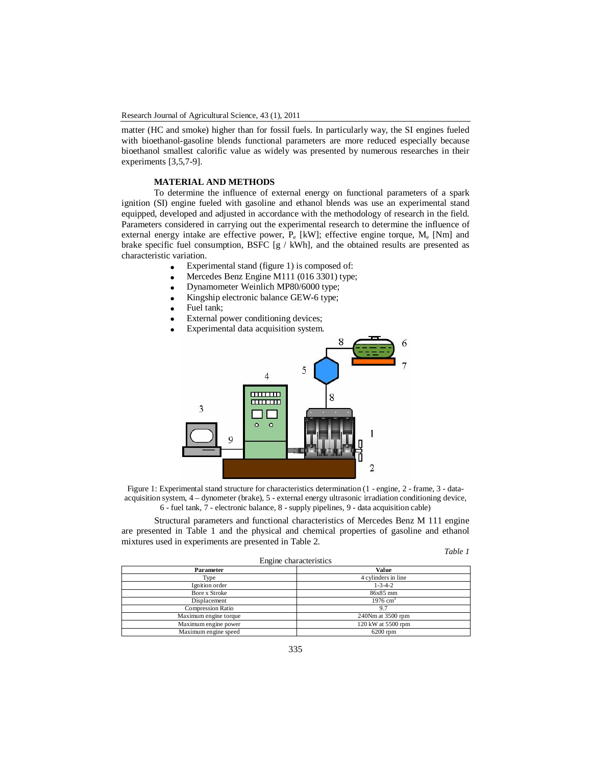matter (HC and smoke) higher than for fossil fuels. In particularly way, the SI engines fueled with bioethanol-gasoline blends functional parameters are more reduced especially because bioethanol smallest calorific value as widely was presented by numerous researches in their experiments [3,5,7-9].

## MATERIAL AND METHODS

To determine the influence of external energy on functional parameters of a spark ignition (SI) engine fueled with gasoline and ethanol blends was use an experimental stand equipped, developed and adjusted in accordance with the methodology of research in the field. Parameters considered in carrying out the experimental research to determine the influence of external energy intake are effective power, $P_e$ [kW]; effective engine torque, $M_e$ [Nm] and brake specific fuel consumption, BSFC [g / kWh], and the obtained results are presented as characteristic variation.

- Experimental stand (figure 1) is composed of:
- Mercedes Benz Engine M111 (016 3301) type;
- Dynamometer Weinlich MP80/6000 type;
- Kingship electronic balance GEW-6 type;
- Fuel tank;
- External power conditioning devices;
- Experimental data acquisition system.

Figure 1: Experimental stand structure for characteristics determination (1 - engine, 2 - frame, 3 - data-acquisition system, 4 – dynometer (brake), 5 - external energy ultrasonic irradiation conditioning device, 6 - fuel tank, 7 - electronic balance, 8 - supply pipelines, 9 - data acquisition cable)

Structural parameters and functional characteristics of Mercedes Benz M 111 engine are presented in Table 1 and the physical and chemical properties of gasoline and ethanol mixtures used in experiments are presented in Table 2.

*Table 1*

Engine characteristics

| Parameter | Value |
|---|---|
| Type | 4 cylinders in line |
| Ignition order | 1-3-4-2 |
| Bore x Stroke | 86x85 mm |
| Displacement | 1976 $cm^3$ |
| Compression Ratio | 9.7 |
| Maximum engine torque | 240Nm at 3500 rpm |
| Maximum engine power | 120 kW at 5500 rpm |
| Maximum engine speed | 6200 rpm |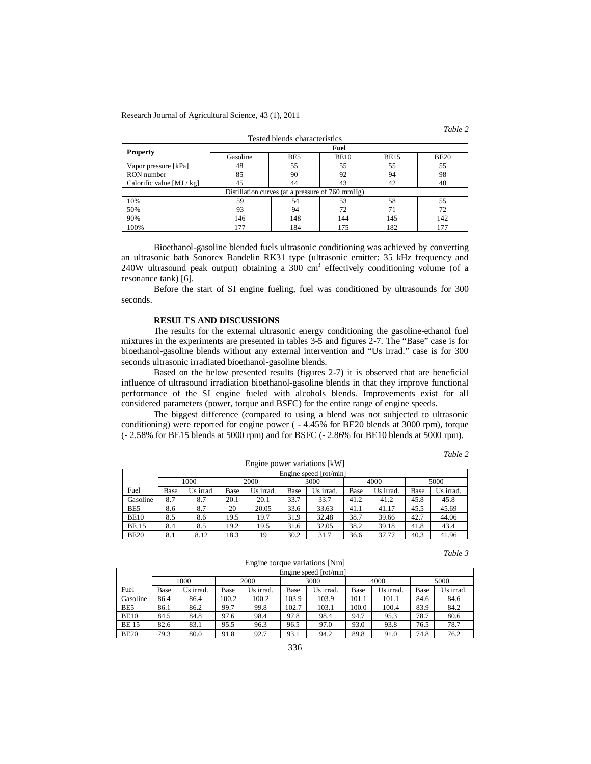*Table 2*

Tested blends characteristics

| Property | Fuel | | | | |
|---|---|---|---|---|---|
| | Gasoline | BE5 | BE10 | BE15 | BE20 |
| Vapor pressure [kPa] | 48 | 55 | 55 | 55 | 55 |
| RON number | 85 | 90 | 92 | 94 | 98 |
| Calorific value [MJ / kg] | 45 | 44 | 43 | 42 | 40 |
| Distillation curves (at a pressure of 760 mmHg) | | | | | |
| 10% | 59 | 54 | 53 | 58 | 55 |
| 50% | 93 | 94 | 72 | 71 | 72 |
| 90% | 146 | 148 | 144 | 145 | 142 |
| 100% | 177 | 184 | 175 | 182 | 177 |

Bioethanol-gasoline blended fuels ultrasonic conditioning was achieved by converting an ultrasonic bath Sonorex Bandelin RK31 type (ultrasonic emitter: 35 kHz frequency and 240W ultrasound peak output) obtaining a 300 $cm^3$ effectively conditioning volume (of a resonance tank) [6].

Before the start of SI engine fueling, fuel was conditioned by ultrasounds for 300 seconds.

## RESULTS AND DISCUSSIONS

The results for the external ultrasonic energy conditioning the gasoline-ethanol fuel mixtures in the experiments are presented in tables 3-5 and figures 2-7. The "Base" case is for bioethanol-gasoline blends without any external intervention and "Us irrad." case is for 300 seconds ultrasonic irradiated bioethanol-gasoline blends.

Based on the below presented results (figures 2-7) it is observed that are beneficial influence of ultrasound irradiation bioethanol-gasoline blends in that they improve functional performance of the SI engine fueled with alcohols blends. Improvements exist for all considered parameters (power, torque and BSFC) for the entire range of engine speeds.

The biggest difference (compared to using a blend was not subjected to ultrasonic conditioning) were reported for engine power ( - 4.45% for BE20 blends at 3000 rpm), torque (- 2.58% for BE15 blends at 5000 rpm) and for BSFC (- 2.86% for BE10 blends at 5000 rpm).

*Table 2*

Engine power variations [kW]

| | Engine speed [rot/min] | | | | | | | | | |
|---|---|---|---|---|---|---|---|---|---|---|
| | 1000 | | 2000 | | 3000 | | 4000 | | 5000 | |
| Fuel | Base | Us irrad. | Base | Us irrad. | Base | Us irrad. | Base | Us irrad. | Base | Us irrad. |
| Gasoline | 8.7 | 8.7 | 20.1 | 20.1 | 33.7 | 33.7 | 41.2 | 41.2 | 45.8 | 45.8 |
| BE5 | 8.6 | 8.7 | 20 | 20.05 | 33.6 | 33.63 | 41.1 | 41.17 | 45.5 | 45.69 |
| BE10 | 8.5 | 8.6 | 19.5 | 19.7 | 31.9 | 32.48 | 38.7 | 39.66 | 42.7 | 44.06 |
| BE 15 | 8.4 | 8.5 | 19.2 | 19.5 | 31.6 | 32.05 | 38.2 | 39.18 | 41.8 | 43.4 |
| BE20 | 8.1 | 8.12 | 18.3 | 19 | 30.2 | 31.7 | 36.6 | 37.77 | 40.3 | 41.96 |

*Table 3*

Engine torque variations [Nm]

| | Engine speed [rot/min] | | | | | | | | | |
|---|---|---|---|---|---|---|---|---|---|---|
| | 1000 | | 2000 | | 3000 | | 4000 | | 5000 | |
| Fuel | Base | Us irrad. | Base | Us irrad. | Base | Us irrad. | Base | Us irrad. | Base | Us irrad. |
| Gasoline | 86.4 | 86.4 | 100.2 | 100.2 | 103.9 | 103.9 | 101.1 | 101.1 | 84.6 | 84.6 |
| BE5 | 86.1 | 86.2 | 99.7 | 99.8 | 102.7 | 103.1 | 100.0 | 100.4 | 83.9 | 84.2 |
| BE10 | 84.5 | 84.8 | 97.6 | 98.4 | 97.8 | 98.4 | 94.7 | 95.3 | 78.7 | 80.6 |
| BE 15 | 82.6 | 83.1 | 95.5 | 96.3 | 96.5 | 97.0 | 93.0 | 93.8 | 76.5 | 78.7 |
| BE20 | 79.3 | 80.0 | 91.8 | 92.7 | 93.1 | 94.2 | 89.8 | 91.0 | 74.8 | 76.2 |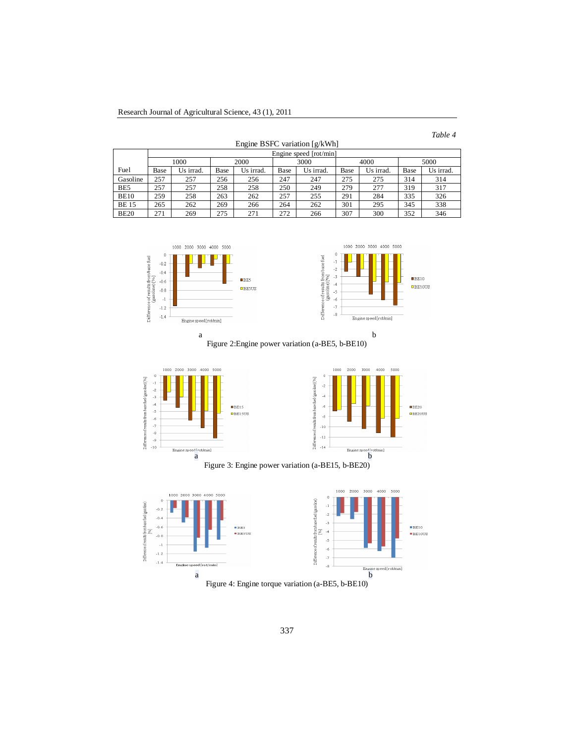*Table 4*

Engine BSFC variation [g/kWh]

| Fuel | Engine speed [rot/min] | | | | | | | | | |
|---|---|---|---|---|---|---|---|---|---|---|
| | 1000 | | 2000 | | 3000 | | 4000 | | 5000 | |
| | Base | Us irrad. | Base | Us irrad. | Base | Us irrad. | Base | Us irrad. | Base | Us irrad. |
| Gasoline | 257 | 257 | 256 | 256 | 247 | 247 | 275 | 275 | 314 | 314 |
| BE5 | 257 | 257 | 258 | 258 | 250 | 249 | 279 | 277 | 319 | 317 |
| BE10 | 259 | 258 | 263 | 262 | 257 | 255 | 291 | 284 | 335 | 326 |
| BE 15 | 265 | 262 | 269 | 266 | 264 | 262 | 301 | 295 | 345 | 338 |
| BE20 | 271 | 269 | 275 | 271 | 272 | 266 | 307 | 300 | 352 | 346 |

a b

Figure 2:Engine power variation (a-BE5, b-BE10)

a b

Figure 3: Engine power variation (a-BE15, b-BE20)

a b

Figure 4: Engine torque variation (a-BE5, b-BE10)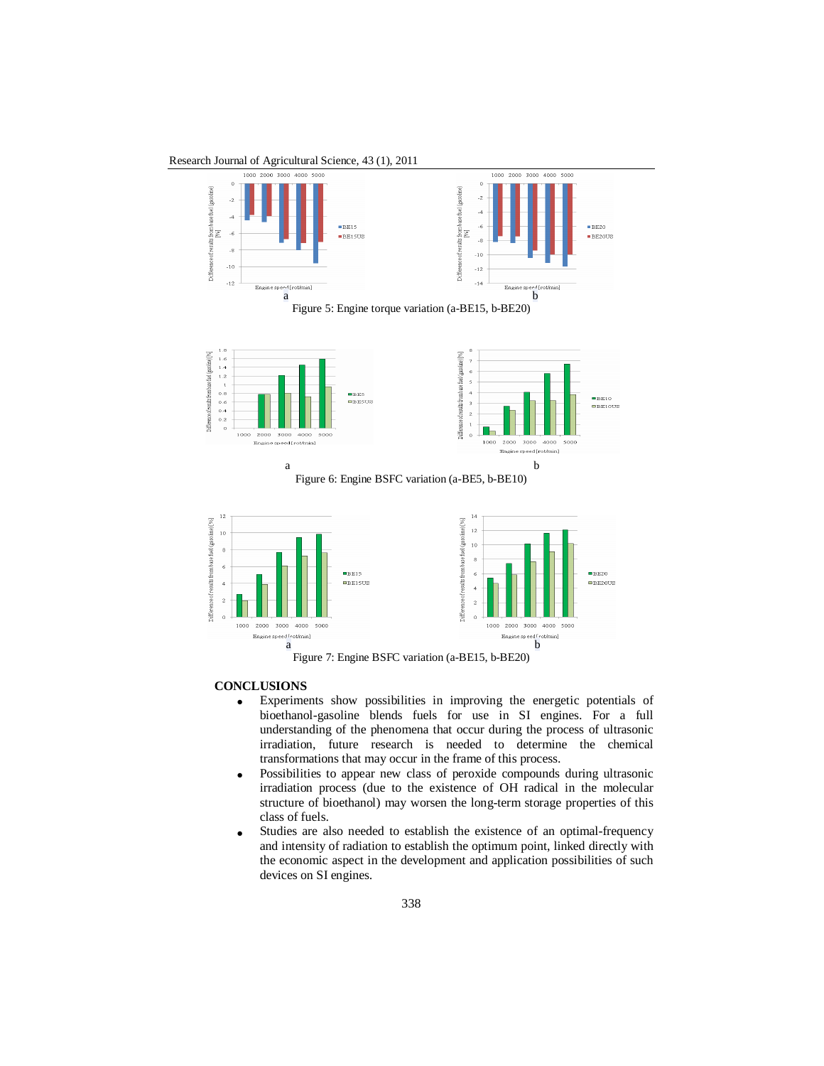Figure 5: Engine torque variation (a-BE15, b-BE20)

Figure 6: Engine BSFC variation (a-BE5, b-BE10)

Figure 7: Engine BSFC variation (a-BE15, b-BE20)

## CONCLUSIONS

- Experiments show possibilities in improving the energetic potentials of bioethanol-gasoline blends fuels for use in SI engines. For a full understanding of the phenomena that occur during the process of ultrasonic irradiation, future research is needed to determine the chemical transformations that may occur in the frame of this process.
- Possibilities to appear new class of peroxide compounds during ultrasonic irradiation process (due to the existence of OH radical in the molecular structure of bioethanol) may worsen the long-term storage properties of this class of fuels.
- Studies are also needed to establish the existence of an optimal-frequency and intensity of radiation to establish the optimum point, linked directly with the economic aspect in the development and application possibilities of such devices on SI engines.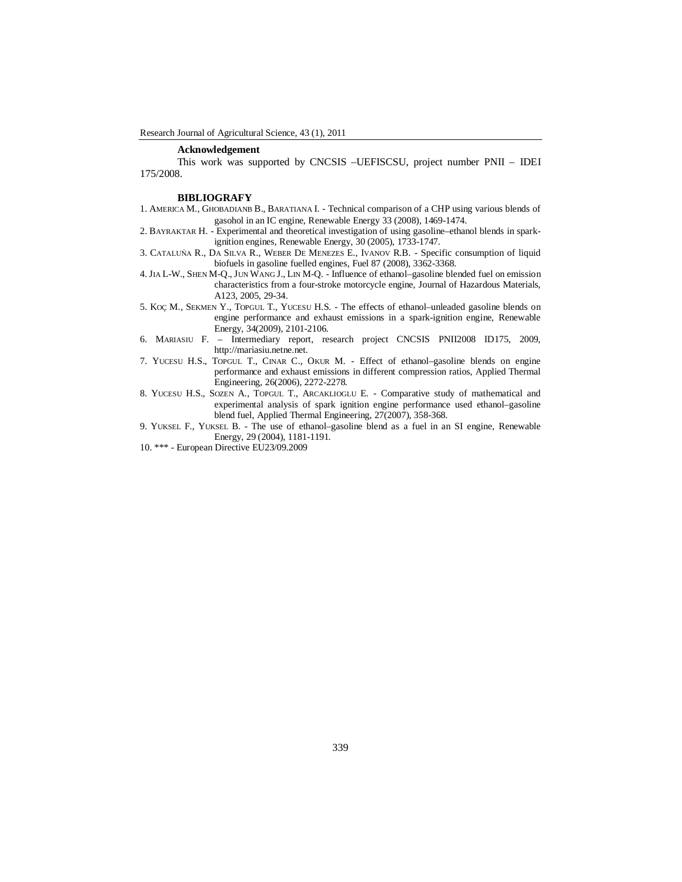**Acknowledgement**

This work was supported by CNCSIS –UEFISCSU, project number PNII – IDEI 175/2008.

**BIBLIOGRAFY**

1. AMERICA M., GHOBADIANB B., BARATIANA I. - Technical comparison of a CHP using various blends of gasohol in an IC engine, Renewable Energy 33 (2008), 1469-1474.
2. BAYRAKTAR H. - Experimental and theoretical investigation of using gasoline–ethanol blends in spark-ignition engines, Renewable Energy, 30 (2005), 1733-1747.
3. CATALUŃA R., DA SILVA R., WEBER DE MENEZES E., IVANOV R.B. - Specific consumption of liquid biofuels in gasoline fuelled engines, Fuel 87 (2008), 3362-3368.
4. JIA L-W., SHEN M-Q., JUN WANG J., LIN M-Q. - Influence of ethanol–gasoline blended fuel on emission characteristics from a four-stroke motorcycle engine, Journal of Hazardous Materials, A123, 2005, 29-34.
5. KOÇ M., SEKMEN Y., TOPGUL T., YUCESU H.S. - The effects of ethanol–unleaded gasoline blends on engine performance and exhaust emissions in a spark-ignition engine, Renewable Energy, 34(2009), 2101-2106.
6. MARIASIU F. – Intermediary report, research project CNCSIS PNII2008 ID175, 2009, http://mariasiu.netne.net.
7. YUCESU H.S., TOPGUL T., CINAR C., OKUR M. - Effect of ethanol–gasoline blends on engine performance and exhaust emissions in different compression ratios, Applied Thermal Engineering, 26(2006), 2272-2278.
8. YUCESU H.S., SOZEN A., TOPGUL T., ARCAKLIOGLU E. - Comparative study of mathematical and experimental analysis of spark ignition engine performance used ethanol–gasoline blend fuel, Applied Thermal Engineering, 27(2007), 358-368.
9. YUKSEL F., YUKSEL B. - The use of ethanol–gasoline blend as a fuel in an SI engine, Renewable Energy, 29 (2004), 1181-1191.
10. *** - European Directive EU23/09.2009